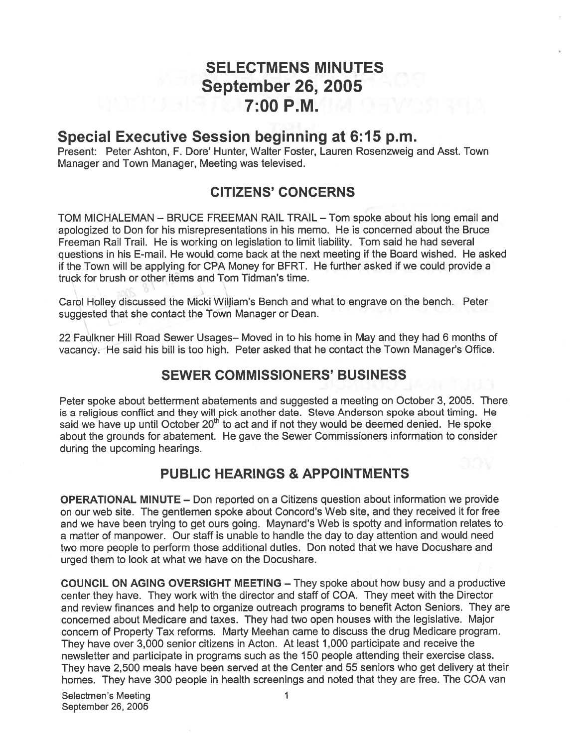# SELECTMENS MINUTES
# September 26, 2005
# 7:00 P.M.

## Special Executive Session beginning at 6:15 p.m.

Present: Peter Ashton, F. Dore' Hunter, Walter Foster, Lauren Rosenzweig and Asst. Town Manager and Town Manager, Meeting was televised.

### CITIZENS' CONCERNS

TOM MICHALEMAN – BRUCE FREEMAN RAIL TRAIL – Tom spoke about his long email and apologized to Don for his misrepresentations in his memo. He is concerned about the Bruce Freeman Rail Trail. He is working on legislation to limit liability. Tom said he had several questions in his E-mail. He would come back at the next meeting if the Board wished. He asked if the Town will be applying for CPA Money for BFRT. He further asked if we could provide a truck for brush or other items and Tom Tidman's time.

Carol Holley discussed the Micki William's Bench and what to engrave on the bench. Peter suggested that she contact the Town Manager or Dean.

22 Faulkner Hill Road Sewer Usages– Moved in to his home in May and they had 6 months of vacancy. He said his bill is too high. Peter asked that he contact the Town Manager's Office.

### SEWER COMMISSIONERS' BUSINESS

Peter spoke about betterment abatements and suggested a meeting on October 3, 2005. There is a religious conflict and they will pick another date. Steve Anderson spoke about timing. He said we have up until October 20th to act and if not they would be deemed denied. He spoke about the grounds for abatement. He gave the Sewer Commissioners information to consider during the upcoming hearings.

### PUBLIC HEARINGS & APPOINTMENTS

**OPERATIONAL MINUTE** – Don reported on a Citizens question about information we provide on our web site. The gentlemen spoke about Concord's Web site, and they received it for free and we have been trying to get ours going. Maynard's Web is spotty and information relates to a matter of manpower. Our staff is unable to handle the day to day attention and would need two more people to perform those additional duties. Don noted that we have Docushare and urged them to look at what we have on the Docushare.

**COUNCIL ON AGING OVERSIGHT MEETING** – They spoke about how busy and a productive center they have. They work with the director and staff of COA. They meet with the Director and review finances and help to organize outreach programs to benefit Acton Seniors. They are concerned about Medicare and taxes. They had two open houses with the legislative. Major concern of Property Tax reforms. Marty Meehan came to discuss the drug Medicare program. They have over 3,000 senior citizens in Acton. At least 1,000 participate and receive the newsletter and participate in programs such as the 150 people attending their exercise class. They have 2,500 meals have been served at the Center and 55 seniors who get delivery at their homes. They have 300 people in health screenings and noted that they are free. The COA van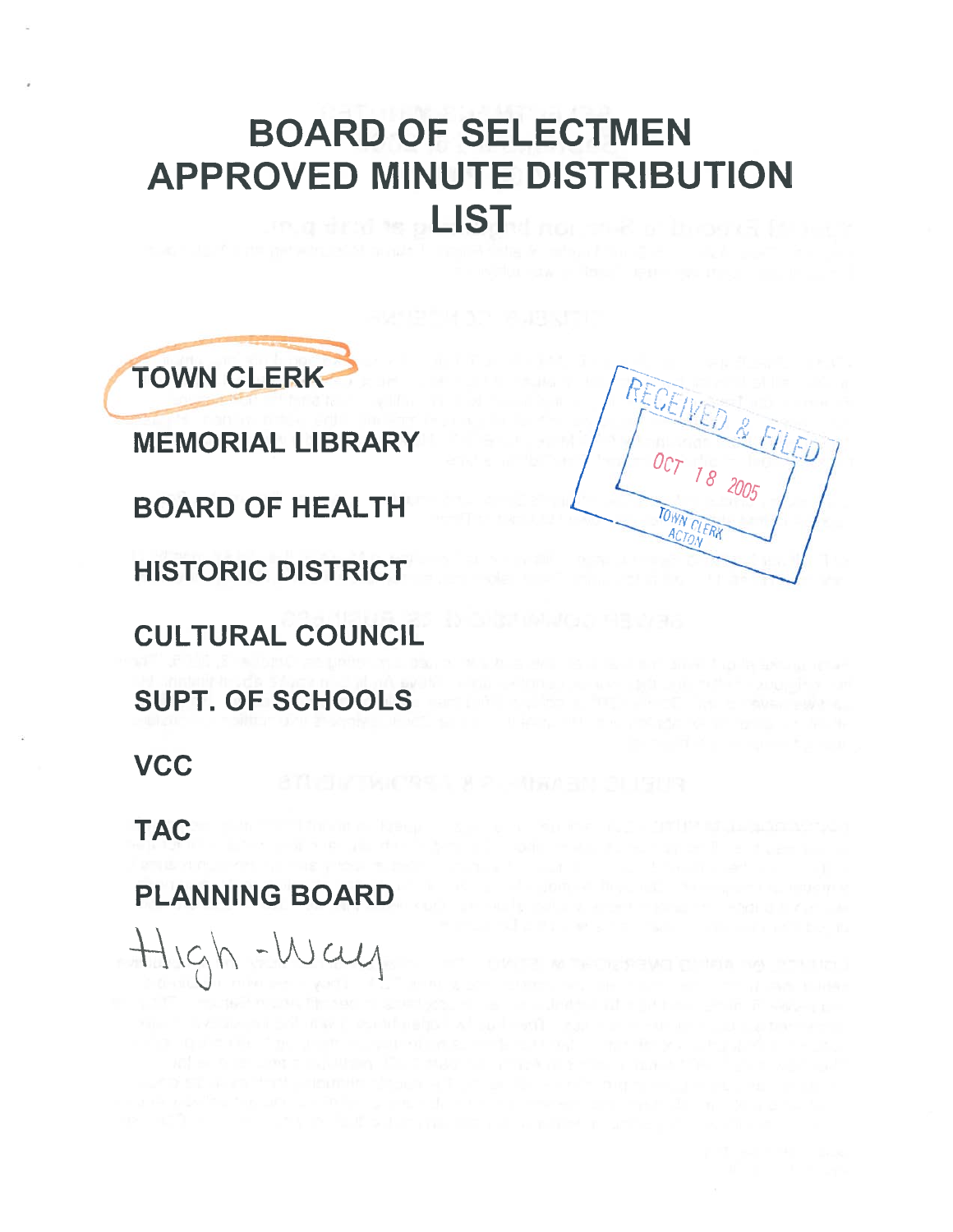# BOARD OF SELECTMEN APPROVED MINUTE DISTRIBUTION LIST

TOWN CLERK

MEMORIAL LIBRARY

BOARD OF HEALTH

HISTORIC DISTRICT

CULTURAL COUNCIL

SUPT. OF SCHOOLS

VCC

TAC

PLANNING BOARD

High-Way

RECEIVED & FILED
OCT 18 2005
TOWN CLERK
ACTON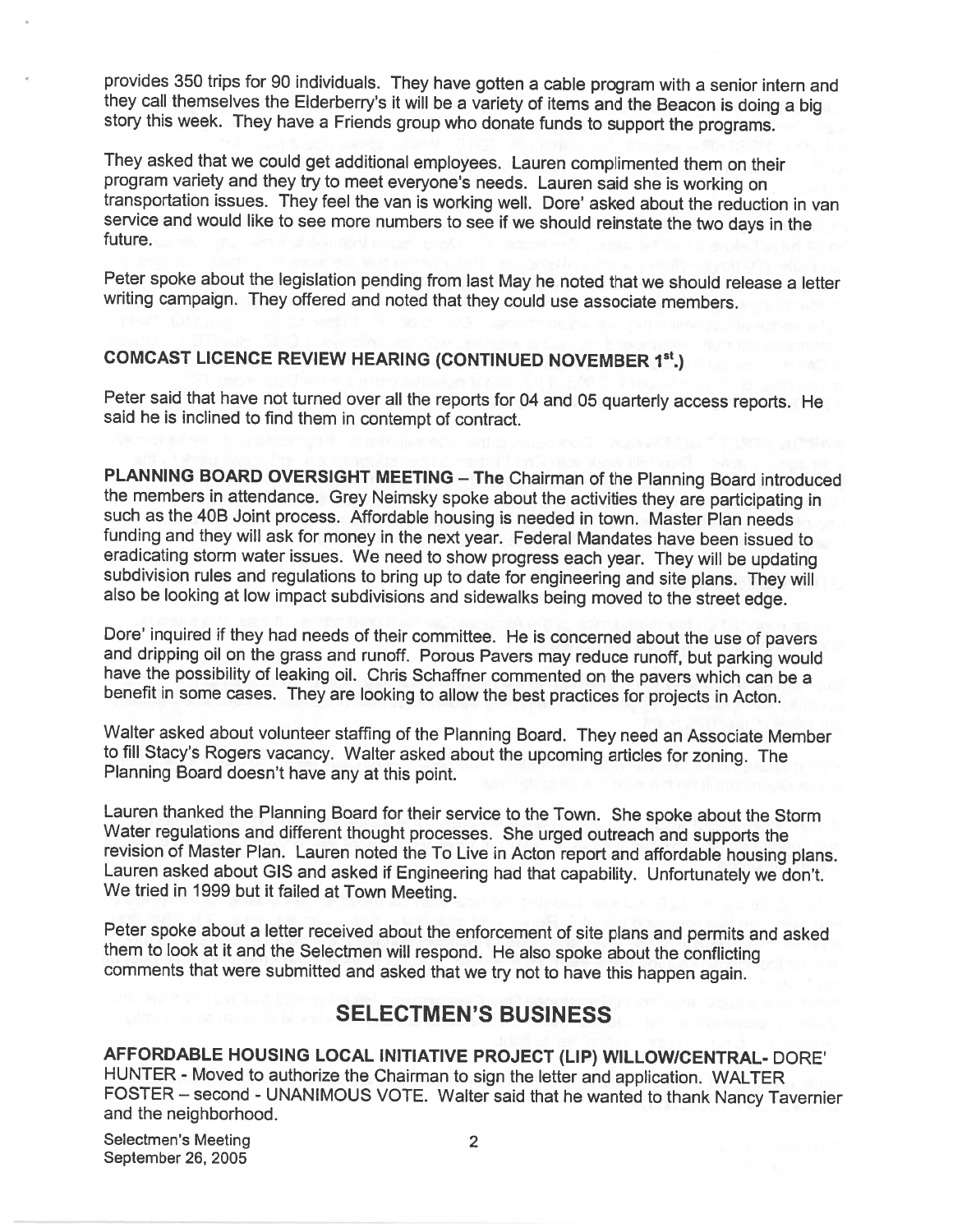provides 350 trips for 90 individuals. They have gotten a cable program with a senior intern and they call themselves the Elderberry's it will be a variety of items and the Beacon is doing a big story this week. They have a Friends group who donate funds to support the programs.

They asked that we could get additional employees. Lauren complimented them on their program variety and they try to meet everyone's needs. Lauren said she is working on transportation issues. They feel the van is working well. Dore' asked about the reduction in van service and would like to see more numbers to see if we should reinstate the two days in the future.

Peter spoke about the legislation pending from last May he noted that we should release a letter writing campaign. They offered and noted that they could use associate members.

**COMCAST LICENCE REVIEW HEARING (CONTINUED NOVEMBER 1st.)**

Peter said that have not turned over all the reports for 04 and 05 quarterly access reports. He said he is inclined to find them in contempt of contract.

**PLANNING BOARD OVERSIGHT MEETING – The** Chairman of the Planning Board introduced the members in attendance. Grey Neimsky spoke about the activities they are participating in such as the 40B Joint process. Affordable housing is needed in town. Master Plan needs funding and they will ask for money in the next year. Federal Mandates have been issued to eradicating storm water issues. We need to show progress each year. They will be updating subdivision rules and regulations to bring up to date for engineering and site plans. They will also be looking at low impact subdivisions and sidewalks being moved to the street edge.

Dore' inquired if they had needs of their committee. He is concerned about the use of pavers and dripping oil on the grass and runoff. Porous Pavers may reduce runoff, but parking would have the possibility of leaking oil. Chris Schaffner commented on the pavers which can be a benefit in some cases. They are looking to allow the best practices for projects in Acton.

Walter asked about volunteer staffing of the Planning Board. They need an Associate Member to fill Stacy's Rogers vacancy. Walter asked about the upcoming articles for zoning. The Planning Board doesn't have any at this point.

Lauren thanked the Planning Board for their service to the Town. She spoke about the Storm Water regulations and different thought processes. She urged outreach and supports the revision of Master Plan. Lauren noted the To Live in Acton report and affordable housing plans. Lauren asked about GIS and asked if Engineering had that capability. Unfortunately we don't. We tried in 1999 but it failed at Town Meeting.

Peter spoke about a letter received about the enforcement of site plans and permits and asked them to look at it and the Selectmen will respond. He also spoke about the conflicting comments that were submitted and asked that we try not to have this happen again.

## SELECTMEN'S BUSINESS

**AFFORDABLE HOUSING LOCAL INITIATIVE PROJECT (LIP) WILLOW/CENTRAL-** DORE' HUNTER - Moved to authorize the Chairman to sign the letter and application. WALTER FOSTER – second - UNANIMOUS VOTE. Walter said that he wanted to thank Nancy Tavernier and the neighborhood.

Selectmen's Meeting
September 26, 2005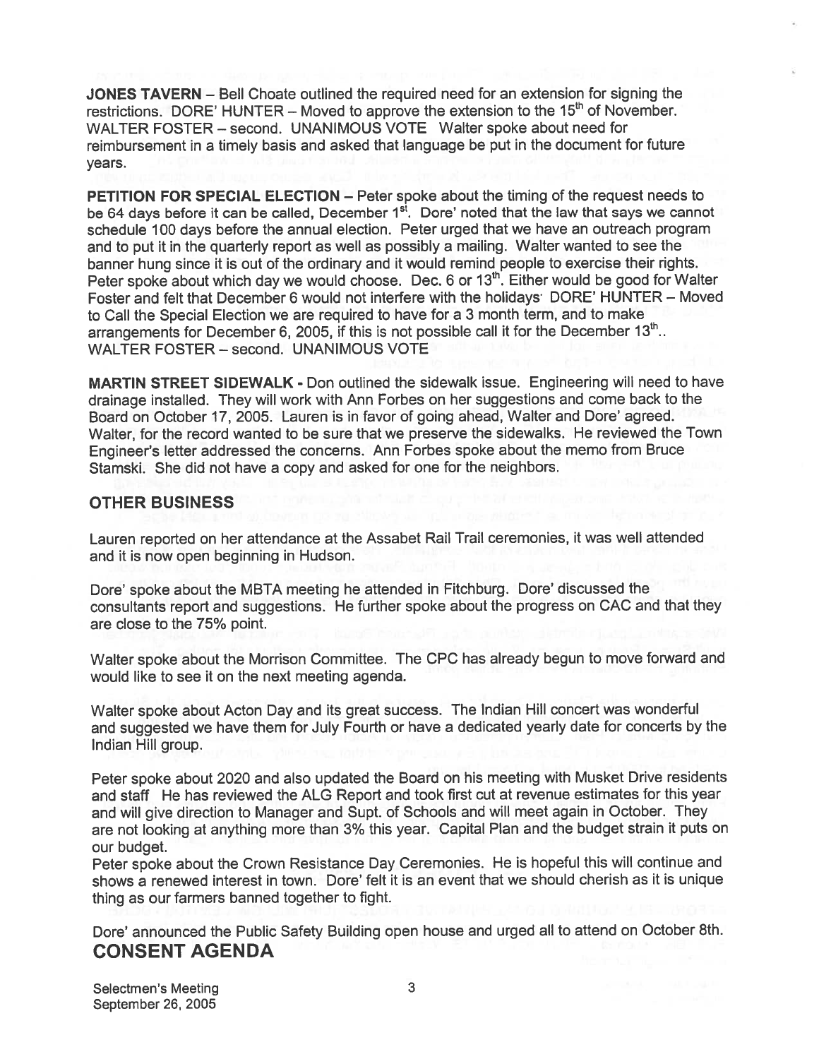**JONES TAVERN** – Bell Choate outlined the required need for an extension for signing the restrictions. DORE' HUNTER – Moved to approve the extension to the 15th of November. WALTER FOSTER – second. UNANIMOUS VOTE Walter spoke about need for reimbursement in a timely basis and asked that language be put in the document for future years.

**PETITION FOR SPECIAL ELECTION** – Peter spoke about the timing of the request needs to be 64 days before it can be called, December 1st. Dore' noted that the law that says we cannot schedule 100 days before the annual election. Peter urged that we have an outreach program and to put it in the quarterly report as well as possibly a mailing. Walter wanted to see the banner hung since it is out of the ordinary and it would remind people to exercise their rights. Peter spoke about which day we would choose. Dec. 6 or 13th. Either would be good for Walter Foster and felt that December 6 would not interfere with the holidays DORE' HUNTER – Moved to Call the Special Election we are required to have for a 3 month term, and to make arrangements for December 6, 2005, if this is not possible call it for the December 13th.. WALTER FOSTER – second. UNANIMOUS VOTE

**MARTIN STREET SIDEWALK** - Don outlined the sidewalk issue. Engineering will need to have drainage installed. They will work with Ann Forbes on her suggestions and come back to the Board on October 17, 2005. Lauren is in favor of going ahead, Walter and Dore' agreed. Walter, for the record wanted to be sure that we preserve the sidewalks. He reviewed the Town Engineer's letter addressed the concerns. Ann Forbes spoke about the memo from Bruce Stamski. She did not have a copy and asked for one for the neighbors.

## OTHER BUSINESS

Lauren reported on her attendance at the Assabet Rail Trail ceremonies, it was well attended and it is now open beginning in Hudson.

Dore' spoke about the MBTA meeting he attended in Fitchburg. Dore' discussed the consultants report and suggestions. He further spoke about the progress on CAC and that they are close to the 75% point.

Walter spoke about the Morrison Committee. The CPC has already begun to move forward and would like to see it on the next meeting agenda.

Walter spoke about Acton Day and its great success. The Indian Hill concert was wonderful and suggested we have them for July Fourth or have a dedicated yearly date for concerts by the Indian Hill group.

Peter spoke about 2020 and also updated the Board on his meeting with Musket Drive residents and staff He has reviewed the ALG Report and took first cut at revenue estimates for this year and will give direction to Manager and Supt. of Schools and will meet again in October. They are not looking at anything more than 3% this year. Capital Plan and the budget strain it puts on our budget.

Peter spoke about the Crown Resistance Day Ceremonies. He is hopeful this will continue and shows a renewed interest in town. Dore' felt it is an event that we should cherish as it is unique thing as our farmers banned together to fight.

Dore' announced the Public Safety Building open house and urged all to attend on October 8th.

## CONSENT AGENDA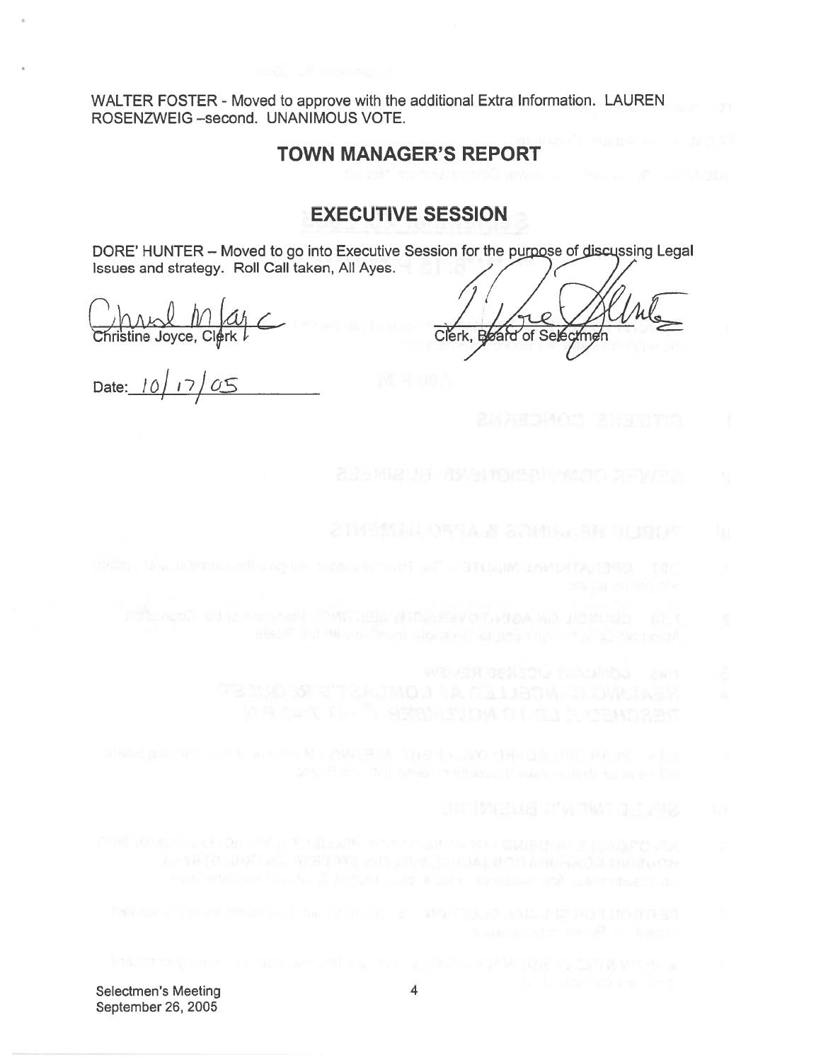WALTER FOSTER - Moved to approve with the additional Extra Information. LAUREN ROSENZWEIG –second. UNANIMOUS VOTE.

## TOWN MANAGER'S REPORT

## EXECUTIVE SESSION

DORE' HUNTER – Moved to go into Executive Session for the purpose of discussing Legal Issues and strategy. Roll Call taken, All Ayes.

Christine Joyce, Clerk

Clerk, Board of Selectmen

Date: 10/17/05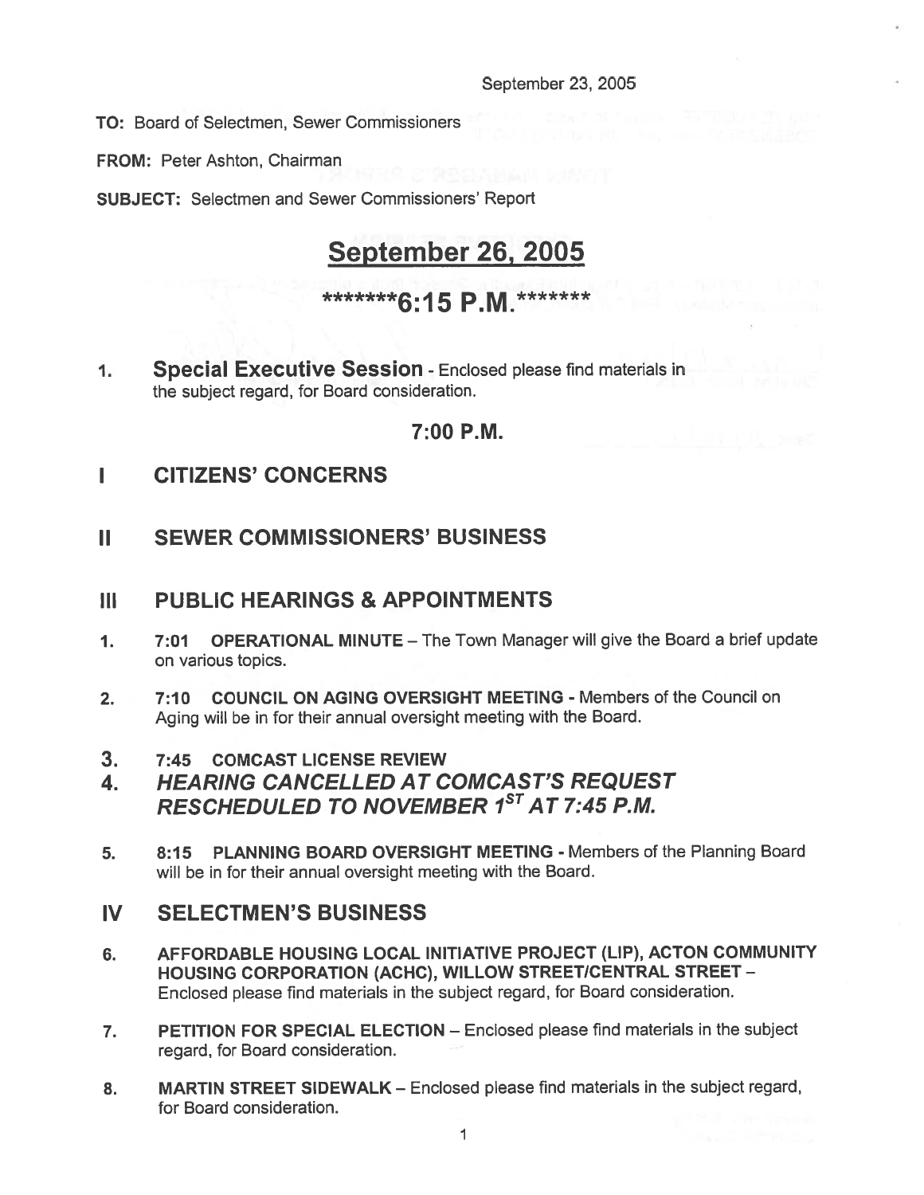September 23, 2005

**TO:** Board of Selectmen, Sewer Commissioners

**FROM:** Peter Ashton, Chairman

**SUBJECT:** Selectmen and Sewer Commissioners' Report

# September 26, 2005

## *******6:15 P.M.*******

1. **Special Executive Session** - Enclosed please find materials in the subject regard, for Board consideration.

### 7:00 P.M.

## I CITIZENS' CONCERNS

## II SEWER COMMISSIONERS' BUSINESS

## III PUBLIC HEARINGS & APPOINTMENTS

1. **7:01 OPERATIONAL MINUTE** – The Town Manager will give the Board a brief update on various topics.

2. **7:10 COUNCIL ON AGING OVERSIGHT MEETING** - Members of the Council on Aging will be in for their annual oversight meeting with the Board.

3. **7:45 COMCAST LICENSE REVIEW**

4. ***HEARING CANCELLED AT COMCAST'S REQUEST RESCHEDULED TO NOVEMBER 1ST AT 7:45 P.M.***

5. **8:15 PLANNING BOARD OVERSIGHT MEETING** - Members of the Planning Board will be in for their annual oversight meeting with the Board.

## IV SELECTMEN'S BUSINESS

6. **AFFORDABLE HOUSING LOCAL INITIATIVE PROJECT (LIP), ACTON COMMUNITY HOUSING CORPORATION (ACHC), WILLOW STREET/CENTRAL STREET** – Enclosed please find materials in the subject regard, for Board consideration.

7. **PETITION FOR SPECIAL ELECTION** – Enclosed please find materials in the subject regard, for Board consideration.

8. **MARTIN STREET SIDEWALK** – Enclosed please find materials in the subject regard, for Board consideration.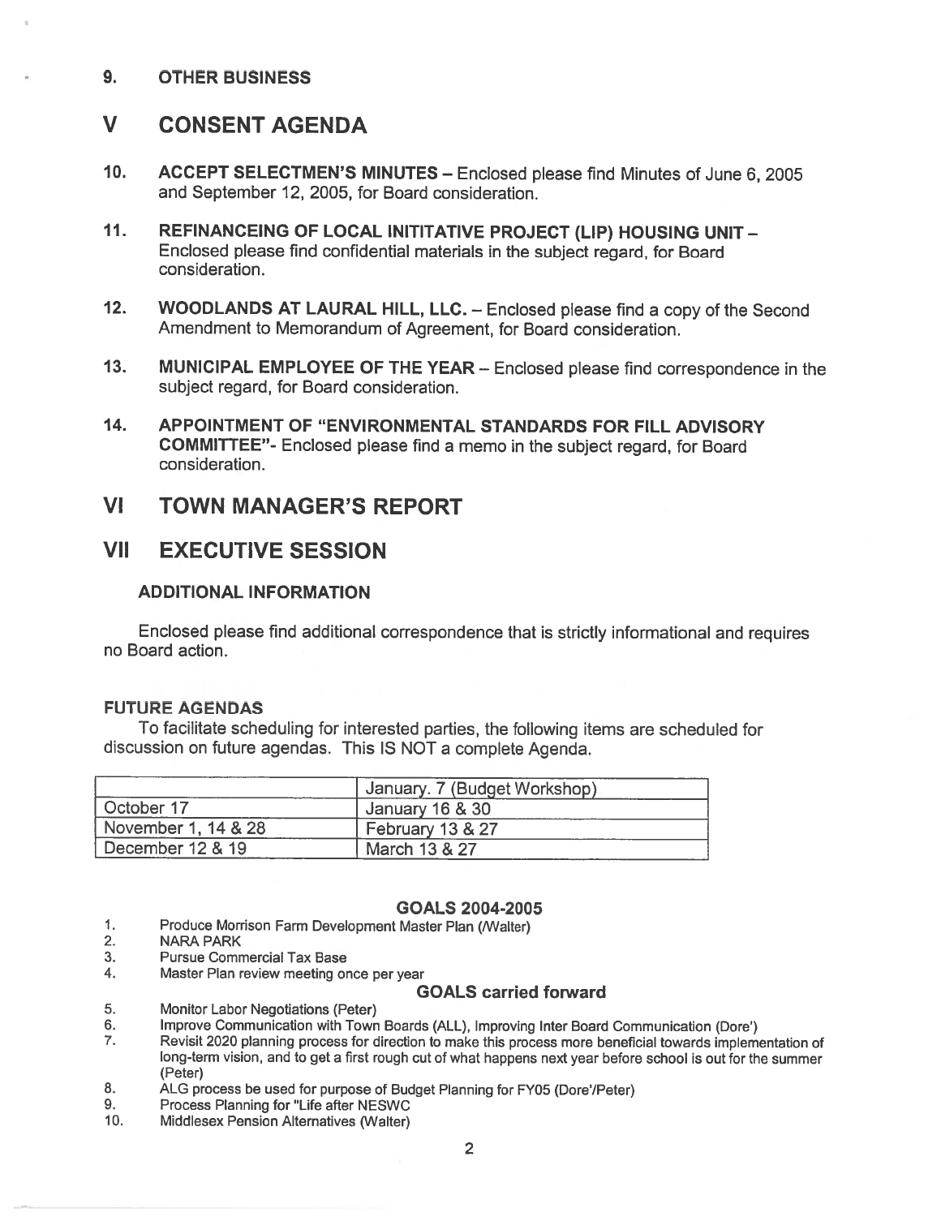9. **OTHER BUSINESS**

# V CONSENT AGENDA

10. **ACCEPT SELECTMEN'S MINUTES** – Enclosed please find Minutes of June 6, 2005 and September 12, 2005, for Board consideration.

11. **REFINANCEING OF LOCAL INITITATIVE PROJECT (LIP) HOUSING UNIT** – Enclosed please find confidential materials in the subject regard, for Board consideration.

12. **WOODLANDS AT LAURAL HILL, LLC.** – Enclosed please find a copy of the Second Amendment to Memorandum of Agreement, for Board consideration.

13. **MUNICIPAL EMPLOYEE OF THE YEAR** – Enclosed please find correspondence in the subject regard, for Board consideration.

14. **APPOINTMENT OF "ENVIRONMENTAL STANDARDS FOR FILL ADVISORY COMMITTEE"**- Enclosed please find a memo in the subject regard, for Board consideration.

# VI TOWN MANAGER'S REPORT

# VII EXECUTIVE SESSION

### ADDITIONAL INFORMATION

Enclosed please find additional correspondence that is strictly informational and requires no Board action.

### FUTURE AGENDAS

To facilitate scheduling for interested parties, the following items are scheduled for discussion on future agendas. This IS NOT a complete Agenda.

| | January. 7 (Budget Workshop) |
|---|---|
| October 17 | January 16 & 30 |
| November 1, 14 & 28 | February 13 & 27 |
| December 12 & 19 | March 13 & 27 |

### GOALS 2004-2005

1. Produce Morrison Farm Development Master Plan (/Walter)
2. NARA PARK
3. Pursue Commercial Tax Base
4. Master Plan review meeting once per year

### GOALS carried forward

5. Monitor Labor Negotiations (Peter)
6. Improve Communication with Town Boards (ALL), Improving Inter Board Communication (Dore')
7. Revisit 2020 planning process for direction to make this process more beneficial towards implementation of long-term vision, and to get a first rough cut of what happens next year before school is out for the summer (Peter)
8. ALG process be used for purpose of Budget Planning for FY05 (Dore'/Peter)
9. Process Planning for "Life after NESWC
10. Middlesex Pension Alternatives (Walter)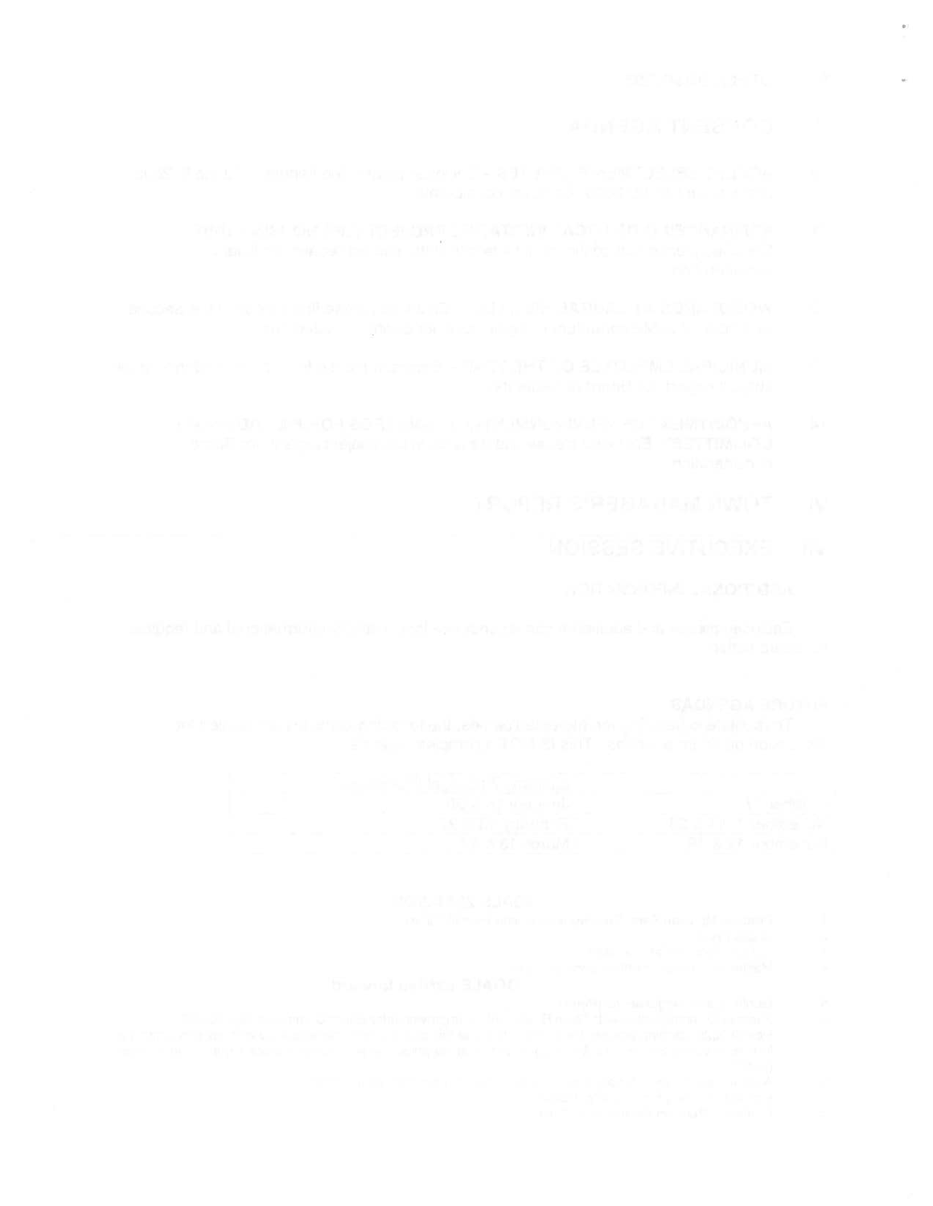## CONSENT AGENDA

## VI. TOWN MANAGER'S REPORTS

## VII. EXECUTIVE SESSION

**ADDITIONAL INFORMATION**

**FUTURE AGENDAS**